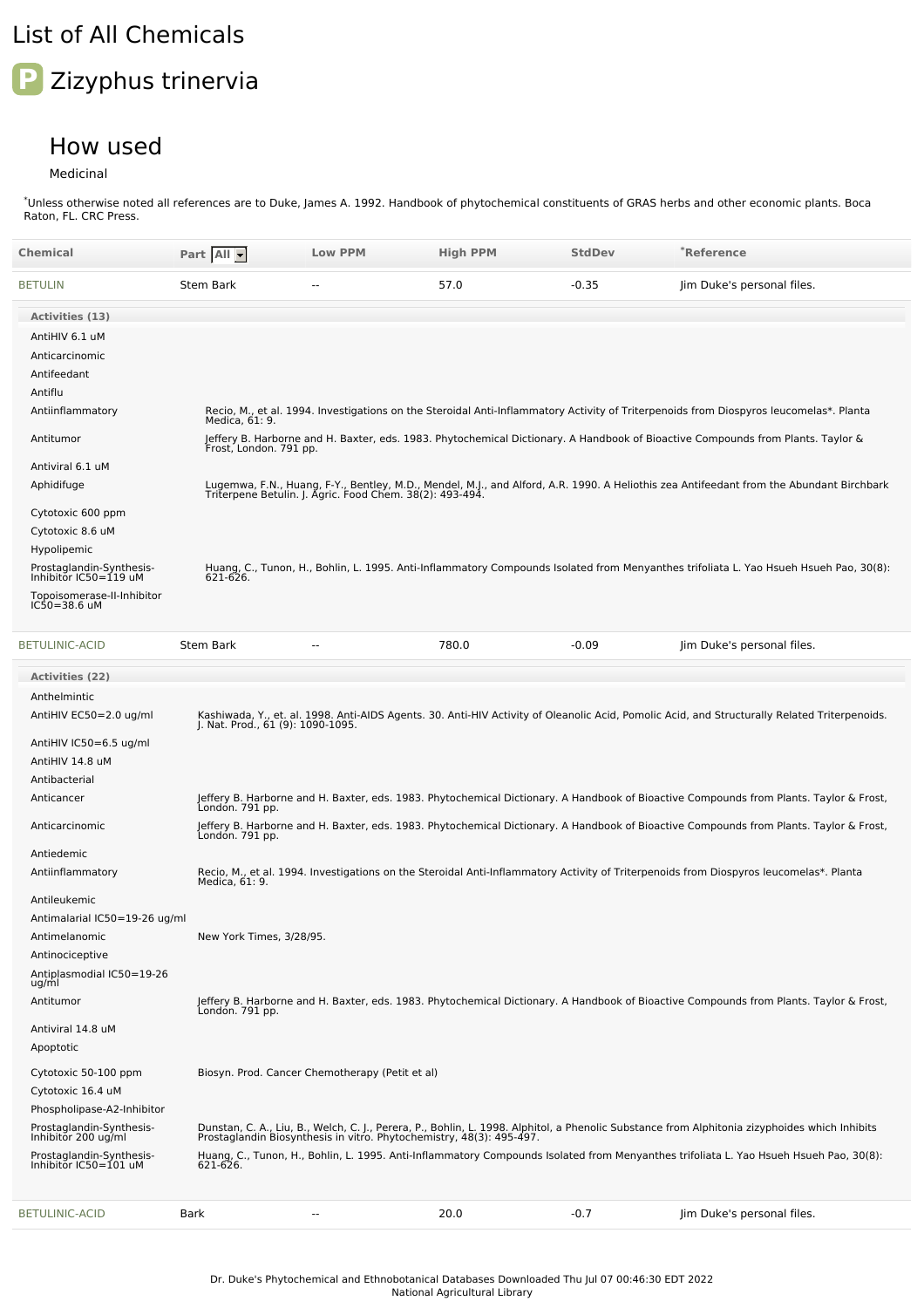# List of All Chemicals

## Zizyphus trinervia

### How used

Medicinal

*Unless otherwise noted all references are to Duke, James A. 1992. Handbook of phytochemical constituents of GRAS herbs and other economic plants. Boca Raton, FL. CRC Press.

| Chemical | Part | Low PPM | High PPM | StdDev | *Reference |
|---|---|---|---|---|---|
| BETULIN | Stem Bark | -- | 57.0 | -0.35 | Jim Duke's personal files. |

**Activities (13)**

| Activity | Reference |
|---|---|
| AntiHIV 6.1 uM | |
| Anticarcinomic | |
| Antifeedant | |
| Antiflu | |
| Antiinflammatory | Recio, M., et al. 1994. Investigations on the Steroidal Anti-Inflammatory Activity of Triterpenoids from Diospyros leucomelas*. Planta Medica, 61: 9. |
| Antitumor | Jeffery B. Harborne and H. Baxter, eds. 1983. Phytochemical Dictionary. A Handbook of Bioactive Compounds from Plants. Taylor & Frost, London. 791 pp. |
| Antiviral 6.1 uM | |
| Aphidifuge | Lugemwa, F.N., Huang, F-Y., Bentley, M.D., Mendel, M.J., and Alford, A.R. 1990. A Heliothis zea Antifeedant from the Abundant Birchbark Triterpene Betulin. J. Agric. Food Chem. 38(2): 493-494. |
| Cytotoxic 600 ppm | |
| Cytotoxic 8.6 uM | |
| Hypolipemic | |
| Prostaglandin-Synthesis-Inhibitor IC50=119 uM | Huang, C., Tunon, H., Bohlin, L. 1995. Anti-Inflammatory Compounds Isolated from Menyanthes trifoliata L. Yao Hsueh Hsueh Pao, 30(8): 621-626. |
| Topoisomerase-II-Inhibitor IC50=38.6 uM | |

| Chemical | Part | Low PPM | High PPM | StdDev | *Reference |
|---|---|---|---|---|---|
| BETULINIC-ACID | Stem Bark | -- | 780.0 | -0.09 | Jim Duke's personal files. |

**Activities (22)**

| Activity | Reference |
|---|---|
| Anthelmintic | |
| AntiHIV EC50=2.0 ug/ml | Kashiwada, Y., et. al. 1998. Anti-AIDS Agents. 30. Anti-HIV Activity of Oleanolic Acid, Pomolic Acid, and Structurally Related Triterpenoids. J. Nat. Prod., 61 (9): 1090-1095. |
| AntiHIV IC50=6.5 ug/ml | |
| AntiHIV 14.8 uM | |
| Antibacterial | |
| Anticancer | Jeffery B. Harborne and H. Baxter, eds. 1983. Phytochemical Dictionary. A Handbook of Bioactive Compounds from Plants. Taylor & Frost, London. 791 pp. |
| Anticarcinomic | Jeffery B. Harborne and H. Baxter, eds. 1983. Phytochemical Dictionary. A Handbook of Bioactive Compounds from Plants. Taylor & Frost, London. 791 pp. |
| Antiedemic | |
| Antiinflammatory | Recio, M., et al. 1994. Investigations on the Steroidal Anti-Inflammatory Activity of Triterpenoids from Diospyros leucomelas*. Planta Medica, 61: 9. |
| Antileukemic | |
| Antimalarial IC50=19-26 ug/ml | |
| Antimelanomic | New York Times, 3/28/95. |
| Antinociceptive | |
| Antiplasmodial IC50=19-26 ug/ml | |
| Antitumor | Jeffery B. Harborne and H. Baxter, eds. 1983. Phytochemical Dictionary. A Handbook of Bioactive Compounds from Plants. Taylor & Frost, London. 791 pp. |
| Antiviral 14.8 uM | |
| Apoptotic | |
| Cytotoxic 50-100 ppm | Biosyn. Prod. Cancer Chemotherapy (Petit et al) |
| Cytotoxic 16.4 uM | |
| Phospholipase-A2-Inhibitor | |
| Prostaglandin-Synthesis-Inhibitor 200 ug/ml | Dunstan, C. A., Liu, B., Welch, C. J., Perera, P., Bohlin, L. 1998. Alphitol, a Phenolic Substance from Alphitonia zizyphoides which Inhibits Prostaglandin Biosynthesis in vitro. Phytochemistry, 48(3): 495-497. |
| Prostaglandin-Synthesis-Inhibitor IC50=101 uM | Huang, C., Tunon, H., Bohlin, L. 1995. Anti-Inflammatory Compounds Isolated from Menyanthes trifoliata L. Yao Hsueh Hsueh Pao, 30(8): 621-626. |

| Chemical | Part | Low PPM | High PPM | StdDev | *Reference |
|---|---|---|---|---|---|
| BETULINIC-ACID | Bark | -- | 20.0 | -0.7 | Jim Duke's personal files. |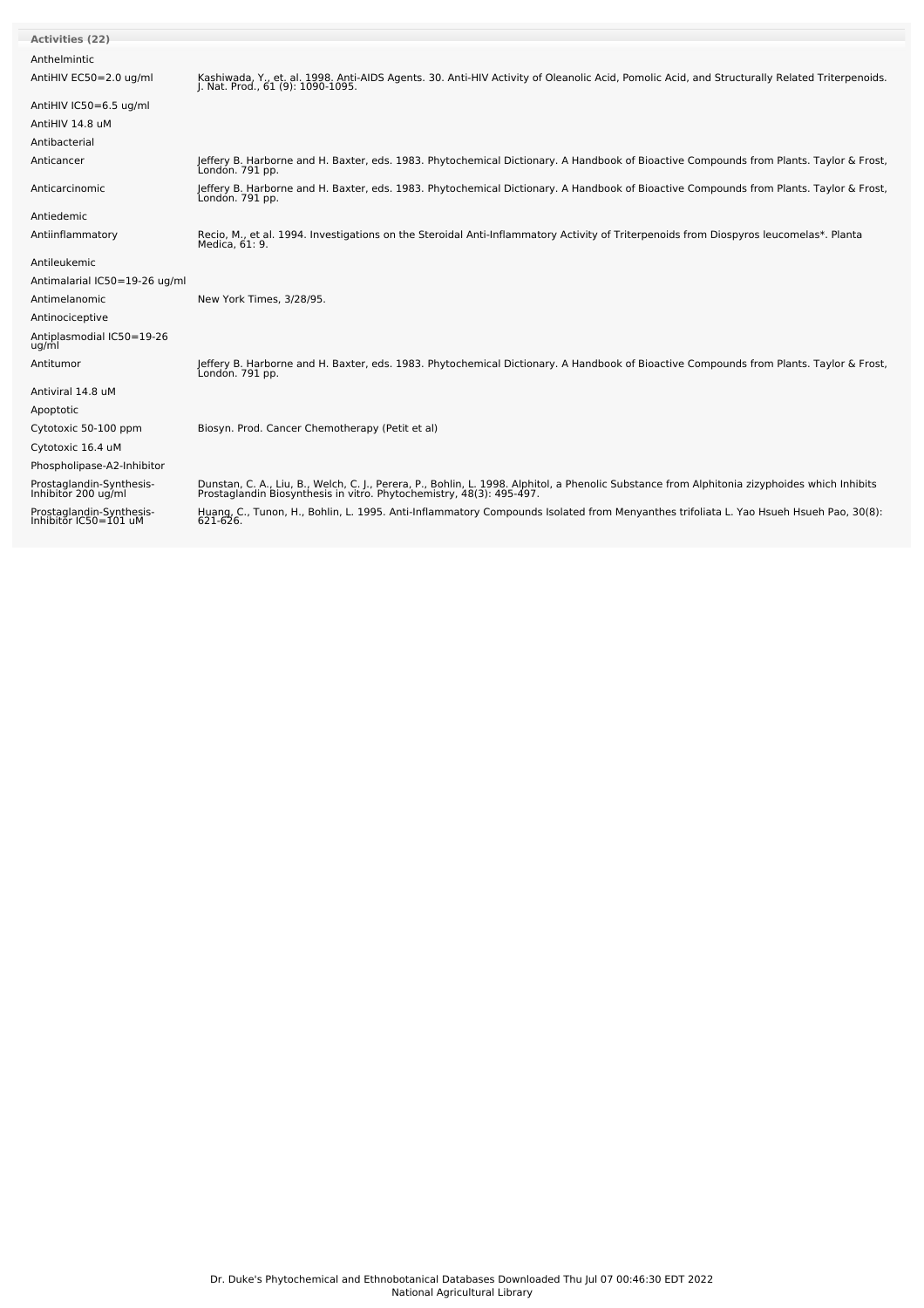**Activities (22)**

| | |
|---|---|
| Anthelmintic | |
| AntiHIV EC50=2.0 ug/ml | Kashiwada, Y., et. al. 1998. Anti-AIDS Agents. 30. Anti-HIV Activity of Oleanolic Acid, Pomolic Acid, and Structurally Related Triterpenoids. J. Nat. Prod., 61 (9): 1090-1095. |
| AntiHIV IC50=6.5 ug/ml | |
| AntiHIV 14.8 uM | |
| Antibacterial | |
| Anticancer | Jeffery B. Harborne and H. Baxter, eds. 1983. Phytochemical Dictionary. A Handbook of Bioactive Compounds from Plants. Taylor & Frost, London. 791 pp. |
| Anticarcinomic | Jeffery B. Harborne and H. Baxter, eds. 1983. Phytochemical Dictionary. A Handbook of Bioactive Compounds from Plants. Taylor & Frost, London. 791 pp. |
| Antiedemic | |
| Antiinflammatory | Recio, M., et al. 1994. Investigations on the Steroidal Anti-Inflammatory Activity of Triterpenoids from Diospyros leucomelas*. Planta Medica, 61: 9. |
| Antileukemic | |
| Antimalarial IC50=19-26 ug/ml | |
| Antimelanomic | New York Times, 3/28/95. |
| Antinociceptive | |
| Antiplasmodial IC50=19-26 ug/ml | |
| Antitumor | Jeffery B. Harborne and H. Baxter, eds. 1983. Phytochemical Dictionary. A Handbook of Bioactive Compounds from Plants. Taylor & Frost, London. 791 pp. |
| Antiviral 14.8 uM | |
| Apoptotic | |
| Cytotoxic 50-100 ppm | Biosyn. Prod. Cancer Chemotherapy (Petit et al) |
| Cytotoxic 16.4 uM | |
| Phospholipase-A2-Inhibitor | |
| Prostaglandin-Synthesis-Inhibitor 200 ug/ml | Dunstan, C. A., Liu, B., Welch, C. J., Perera, P., Bohlin, L. 1998. Alphitol, a Phenolic Substance from Alphitonia zizyphoides which Inhibits Prostaglandin Biosynthesis in vitro. Phytochemistry, 48(3): 495-497. |
| Prostaglandin-Synthesis-Inhibitor IC50=101 uM | Huang, C., Tunon, H., Bohlin, L. 1995. Anti-Inflammatory Compounds Isolated from Menyanthes trifoliata L. Yao Hsueh Hsueh Pao, 30(8): 621-626. |

Dr. Duke's Phytochemical and Ethnobotanical Databases Downloaded Thu Jul 07 00:46:30 EDT 2022
National Agricultural Library